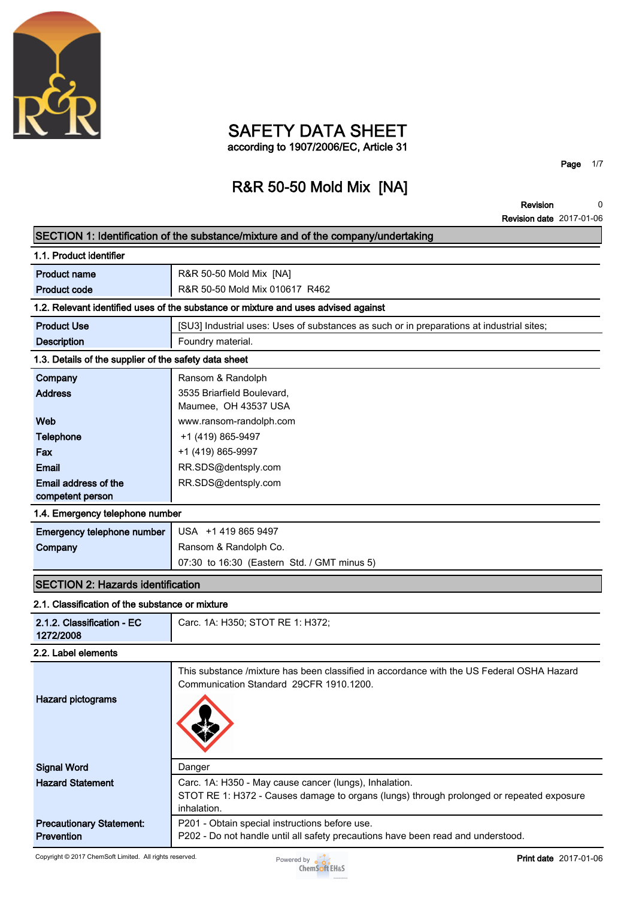# SAFETY DATA SHEET

according to 1907/2006/EC, Article 31

## R&R 50-50 Mold Mix [NA]

**Revision** 0
**Revision date** 2017-01-06

## SECTION 1: Identification of the substance/mixture and of the company/undertaking

### 1.1. Product identifier

| | |
|---|---|
| **Product name** | R&R 50-50 Mold Mix [NA] |
| **Product code** | R&R 50-50 Mold Mix 010617 R462 |

### 1.2. Relevant identified uses of the substance or mixture and uses advised against

| | |
|---|---|
| **Product Use** | [SU3] Industrial uses: Uses of substances as such or in preparations at industrial sites; |
| **Description** | Foundry material. |

### 1.3. Details of the supplier of the safety data sheet

| | |
|---|---|
| **Company** | Ransom & Randolph |
| **Address** | 3535 Briarfield Boulevard,<br>Maumee, OH 43537 USA |
| **Web** | www.ransom-randolph.com |
| **Telephone** | +1 (419) 865-9497 |
| **Fax** | +1 (419) 865-9997 |
| **Email** | RR.SDS@dentsply.com |
| **Email address of the competent person** | RR.SDS@dentsply.com |

### 1.4. Emergency telephone number

| | |
|---|---|
| **Emergency telephone number** | USA +1 419 865 9497 |
| **Company** | Ransom & Randolph Co.<br>07:30 to 16:30 (Eastern Std. / GMT minus 5) |

## SECTION 2: Hazards identification

### 2.1. Classification of the substance or mixture

| | |
|---|---|
| **2.1.2. Classification - EC 1272/2008** | Carc. 1A: H350; STOT RE 1: H372; |

### 2.2. Label elements

| | |
|---|---|
| **Hazard pictograms** | This substance /mixture has been classified in accordance with the US Federal OSHA Hazard Communication Standard 29CFR 1910.1200. |
| **Signal Word** | Danger |
| **Hazard Statement** | Carc. 1A: H350 - May cause cancer (lungs), Inhalation.<br>STOT RE 1: H372 - Causes damage to organs (lungs) through prolonged or repeated exposure inhalation. |
| **Precautionary Statement: Prevention** | P201 - Obtain special instructions before use.<br>P202 - Do not handle until all safety precautions have been read and understood. |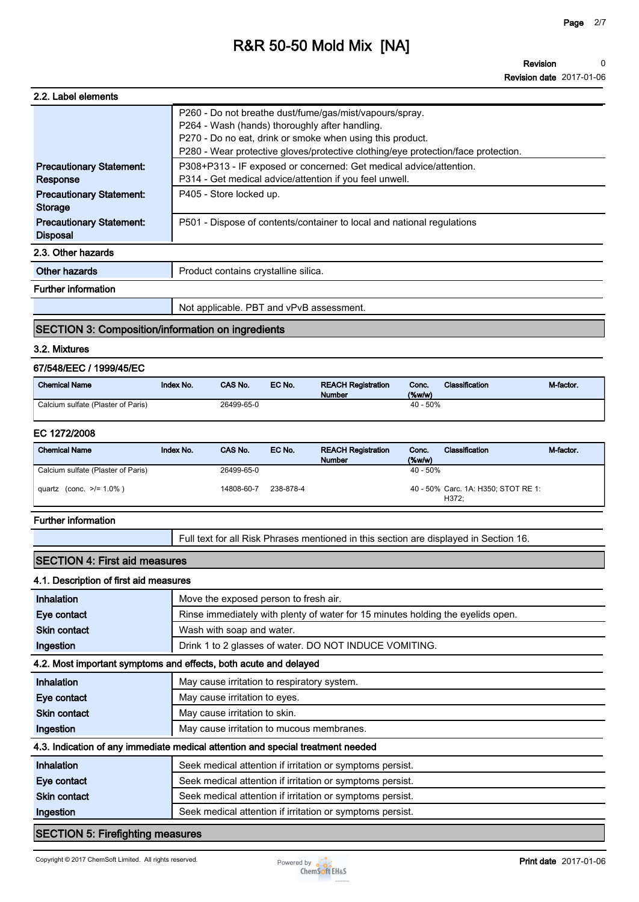### 2.2. Label elements

| | |
|---|---|
| | P260 - Do not breathe dust/fume/gas/mist/vapours/spray.<br>P264 - Wash (hands) thoroughly after handling.<br>P270 - Do no eat, drink or smoke when using this product.<br>P280 - Wear protective gloves/protective clothing/eye protection/face protection. |
| **Precautionary Statement: Response** | P308+P313 - IF exposed or concerned: Get medical advice/attention.<br>P314 - Get medical advice/attention if you feel unwell. |
| **Precautionary Statement: Storage** | P405 - Store locked up. |
| **Precautionary Statement: Disposal** | P501 - Dispose of contents/container to local and national regulations |

### 2.3. Other hazards

| | |
|---|---|
| **Other hazards** | Product contains crystalline silica. |

### Further information

| | |
|---|---|
| | Not applicable. PBT and vPvB assessment. |

## SECTION 3: Composition/information on ingredients

### 3.2. Mixtures

#### 67/548/EEC / 1999/45/EC

| Chemical Name | Index No. | CAS No. | EC No. | REACH Registration Number | Conc. (%w/w) | Classification | M-factor. |
|---|---|---|---|---|---|---|---|
| Calcium sulfate (Plaster of Paris) | | 26499-65-0 | | | 40 - 50% | | |

#### EC 1272/2008

| Chemical Name | Index No. | CAS No. | EC No. | REACH Registration Number | Conc. (%w/w) | Classification | M-factor. |
|---|---|---|---|---|---|---|---|
| Calcium sulfate (Plaster of Paris) | | 26499-65-0 | | | 40 - 50% | | |
| quartz (conc. >/= 1.0% ) | | 14808-60-7 | 238-878-4 | | 40 - 50% | Carc. 1A: H350; STOT RE 1: H372; | |

### Further information

| | |
|---|---|
| | Full text for all Risk Phrases mentioned in this section are displayed in Section 16. |

## SECTION 4: First aid measures

### 4.1. Description of first aid measures

| | |
|---|---|
| **Inhalation** | Move the exposed person to fresh air. |
| **Eye contact** | Rinse immediately with plenty of water for 15 minutes holding the eyelids open. |
| **Skin contact** | Wash with soap and water. |
| **Ingestion** | Drink 1 to 2 glasses of water. DO NOT INDUCE VOMITING. |

### 4.2. Most important symptoms and effects, both acute and delayed

| | |
|---|---|
| **Inhalation** | May cause irritation to respiratory system. |
| **Eye contact** | May cause irritation to eyes. |
| **Skin contact** | May cause irritation to skin. |
| **Ingestion** | May cause irritation to mucous membranes. |

### 4.3. Indication of any immediate medical attention and special treatment needed

| | |
|---|---|
| **Inhalation** | Seek medical attention if irritation or symptoms persist. |
| **Eye contact** | Seek medical attention if irritation or symptoms persist. |
| **Skin contact** | Seek medical attention if irritation or symptoms persist. |
| **Ingestion** | Seek medical attention if irritation or symptoms persist. |

## SECTION 5: Firefighting measures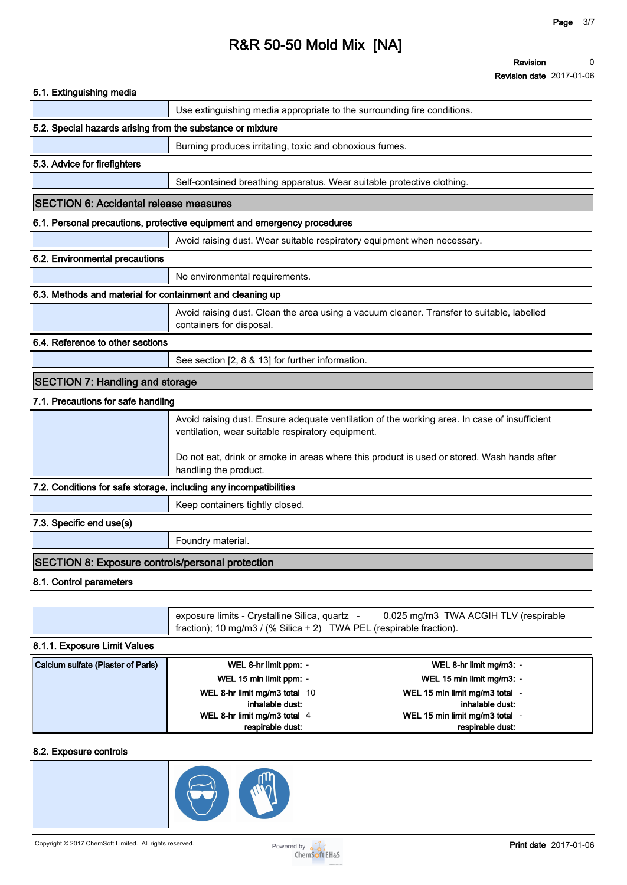# R&R 50-50 Mold Mix [NA]

**Revision** 0
**Revision date** 2017-01-06

### 5.1. Extinguishing media

Use extinguishing media appropriate to the surrounding fire conditions.

### 5.2. Special hazards arising from the substance or mixture

Burning produces irritating, toxic and obnoxious fumes.

### 5.3. Advice for firefighters

Self-contained breathing apparatus. Wear suitable protective clothing.

## SECTION 6: Accidental release measures

### 6.1. Personal precautions, protective equipment and emergency procedures

Avoid raising dust. Wear suitable respiratory equipment when necessary.

### 6.2. Environmental precautions

No environmental requirements.

### 6.3. Methods and material for containment and cleaning up

Avoid raising dust. Clean the area using a vacuum cleaner. Transfer to suitable, labelled containers for disposal.

### 6.4. Reference to other sections

See section [2, 8 & 13] for further information.

## SECTION 7: Handling and storage

### 7.1. Precautions for safe handling

Avoid raising dust. Ensure adequate ventilation of the working area. In case of insufficient ventilation, wear suitable respiratory equipment.

Do not eat, drink or smoke in areas where this product is used or stored. Wash hands after handling the product.

### 7.2. Conditions for safe storage, including any incompatibilities

Keep containers tightly closed.

### 7.3. Specific end use(s)

Foundry material.

## SECTION 8: Exposure controls/personal protection

### 8.1. Control parameters

exposure limits - Crystalline Silica, quartz - 0.025 mg/m3 TWA ACGIH TLV (respirable fraction); 10 mg/m3 / (% Silica + 2) TWA PEL (respirable fraction).

### 8.1.1. Exposure Limit Values

| Calcium sulfate (Plaster of Paris) | | |
|---|---|---|
| | WEL 8-hr limit ppm: - | WEL 8-hr limit mg/m3: - |
| | WEL 15 min limit ppm: - | WEL 15 min limit mg/m3: - |
| | WEL 8-hr limit mg/m3 total inhalable dust: 10 | WEL 15 min limit mg/m3 total inhalable dust: - |
| | WEL 8-hr limit mg/m3 total respirable dust: 4 | WEL 15 min limit mg/m3 total respirable dust: - |

### 8.2. Exposure controls

Copyright © 2017 ChemSoft Limited. All rights reserved.

**Print date** 2017-01-06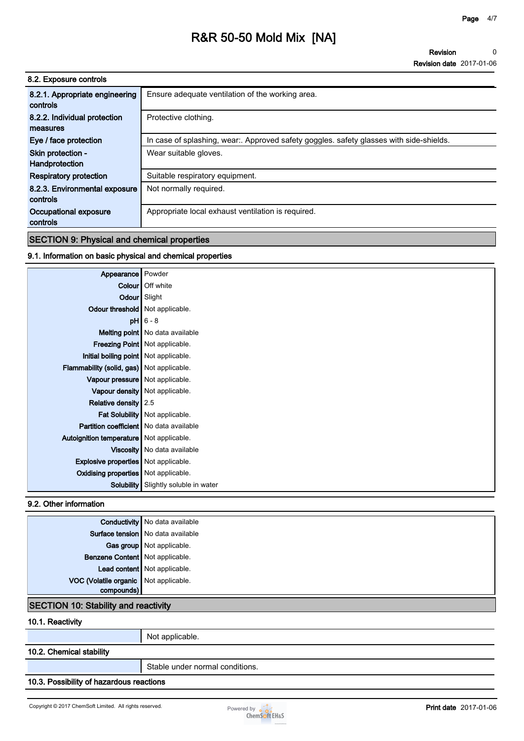### 8.2. Exposure controls

| | |
|---|---|
| 8.2.1. Appropriate engineering controls | Ensure adequate ventilation of the working area. |
| 8.2.2. Individual protection measures | Protective clothing. |
| Eye / face protection | In case of splashing, wear:. Approved safety goggles. safety glasses with side-shields. |
| Skin protection - Handprotection | Wear suitable gloves. |
| Respiratory protection | Suitable respiratory equipment. |
| 8.2.3. Environmental exposure controls | Not normally required. |
| Occupational exposure controls | Appropriate local exhaust ventilation is required. |

## SECTION 9: Physical and chemical properties

### 9.1. Information on basic physical and chemical properties

| | |
|---|---|
| Appearance | Powder |
| Colour | Off white |
| Odour | Slight |
| Odour threshold | Not applicable. |
| pH | 6 - 8 |
| Melting point | No data available |
| Freezing Point | Not applicable. |
| Initial boiling point | Not applicable. |
| Flammability (solid, gas) | Not applicable. |
| Vapour pressure | Not applicable. |
| Vapour density | Not applicable. |
| Relative density | 2.5 |
| Fat Solubility | Not applicable. |
| Partition coefficient | No data available |
| Autoignition temperature | Not applicable. |
| Viscosity | No data available |
| Explosive properties | Not applicable. |
| Oxidising properties | Not applicable. |
| Solubility | Slightly soluble in water |

### 9.2. Other information

| | |
|---|---|
| Conductivity | No data available |
| Surface tension | No data available |
| Gas group | Not applicable. |
| Benzene Content | Not applicable. |
| Lead content | Not applicable. |
| VOC (Volatile organic compounds) | Not applicable. |

## SECTION 10: Stability and reactivity

### 10.1. Reactivity

Not applicable.

### 10.2. Chemical stability

Stable under normal conditions.

### 10.3. Possibility of hazardous reactions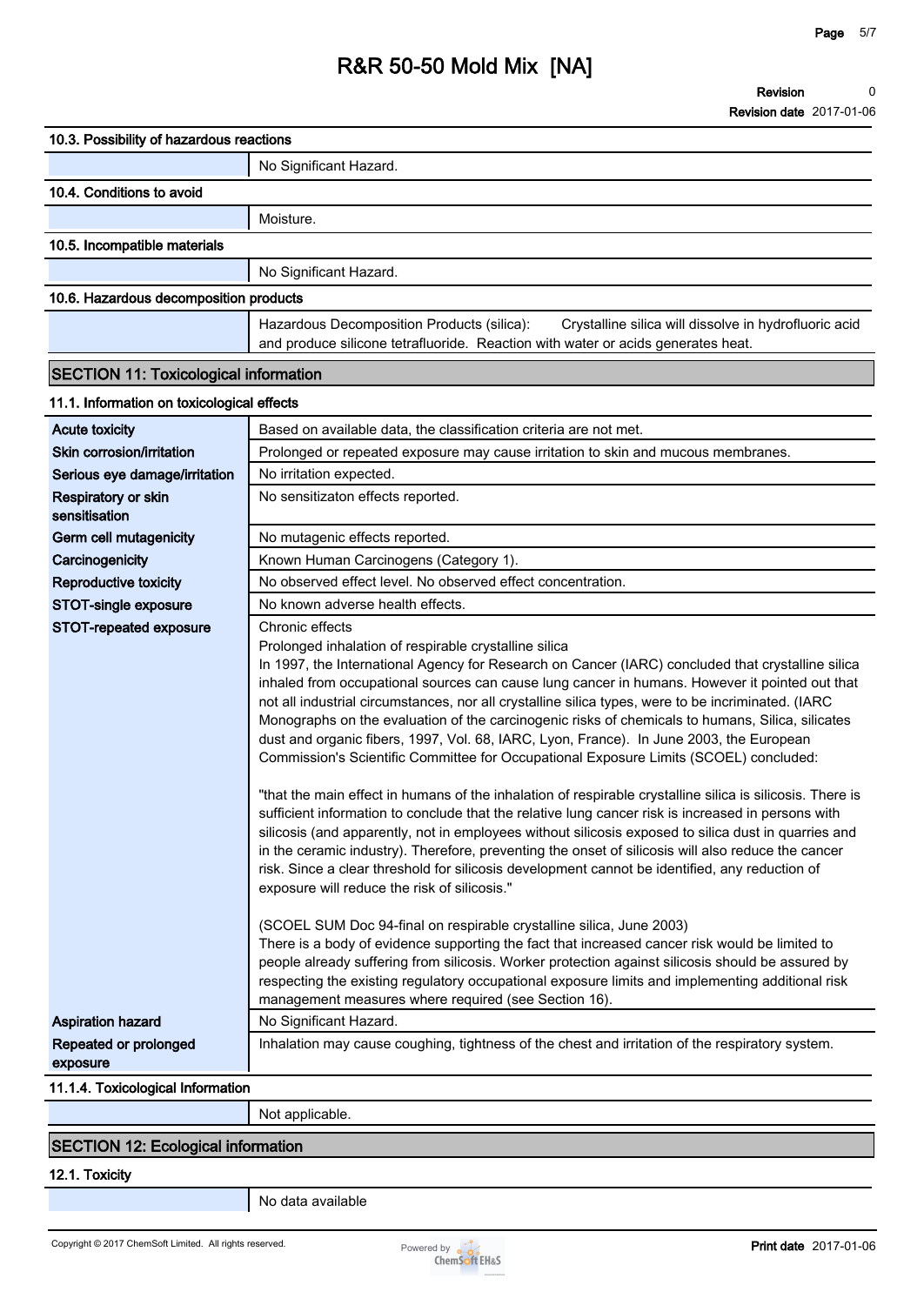#### 10.3. Possibility of hazardous reactions

| | |
|---|---|
| | No Significant Hazard. |

#### 10.4. Conditions to avoid

| | |
|---|---|
| | Moisture. |

#### 10.5. Incompatible materials

| | |
|---|---|
| | No Significant Hazard. |

#### 10.6. Hazardous decomposition products

| | |
|---|---|
| | Hazardous Decomposition Products (silica): Crystalline silica will dissolve in hydrofluoric acid and produce silicone tetrafluoride. Reaction with water or acids generates heat. |

## SECTION 11: Toxicological information

#### 11.1. Information on toxicological effects

| | |
|---|---|
| **Acute toxicity** | Based on available data, the classification criteria are not met. |
| **Skin corrosion/irritation** | Prolonged or repeated exposure may cause irritation to skin and mucous membranes. |
| **Serious eye damage/irritation** | No irritation expected. |
| **Respiratory or skin sensitisation** | No sensitizaton effects reported. |
| **Germ cell mutagenicity** | No mutagenic effects reported. |
| **Carcinogenicity** | Known Human Carcinogens (Category 1). |
| **Reproductive toxicity** | No observed effect level. No observed effect concentration. |
| **STOT-single exposure** | No known adverse health effects. |
| **STOT-repeated exposure** | Chronic effects<br>Prolonged inhalation of respirable crystalline silica<br>In 1997, the International Agency for Research on Cancer (IARC) concluded that crystalline silica inhaled from occupational sources can cause lung cancer in humans. However it pointed out that not all industrial circumstances, nor all crystalline silica types, were to be incriminated. (IARC Monographs on the evaluation of the carcinogenic risks of chemicals to humans, Silica, silicates dust and organic fibers, 1997, Vol. 68, IARC, Lyon, France). In June 2003, the European Commission's Scientific Committee for Occupational Exposure Limits (SCOEL) concluded:<br><br>"that the main effect in humans of the inhalation of respirable crystalline silica is silicosis. There is sufficient information to conclude that the relative lung cancer risk is increased in persons with silicosis (and apparently, not in employees without silicosis exposed to silica dust in quarries and in the ceramic industry). Therefore, preventing the onset of silicosis will also reduce the cancer risk. Since a clear threshold for silicosis development cannot be identified, any reduction of exposure will reduce the risk of silicosis."<br><br>(SCOEL SUM Doc 94-final on respirable crystalline silica, June 2003)<br>There is a body of evidence supporting the fact that increased cancer risk would be limited to people already suffering from silicosis. Worker protection against silicosis should be assured by respecting the existing regulatory occupational exposure limits and implementing additional risk management measures where required (see Section 16). |
| **Aspiration hazard** | No Significant Hazard. |
| **Repeated or prolonged exposure** | Inhalation may cause coughing, tightness of the chest and irritation of the respiratory system. |

#### 11.1.4. Toxicological Information

| | |
|---|---|
| | Not applicable. |

## SECTION 12: Ecological information

#### 12.1. Toxicity

| | |
|---|---|
| | No data available |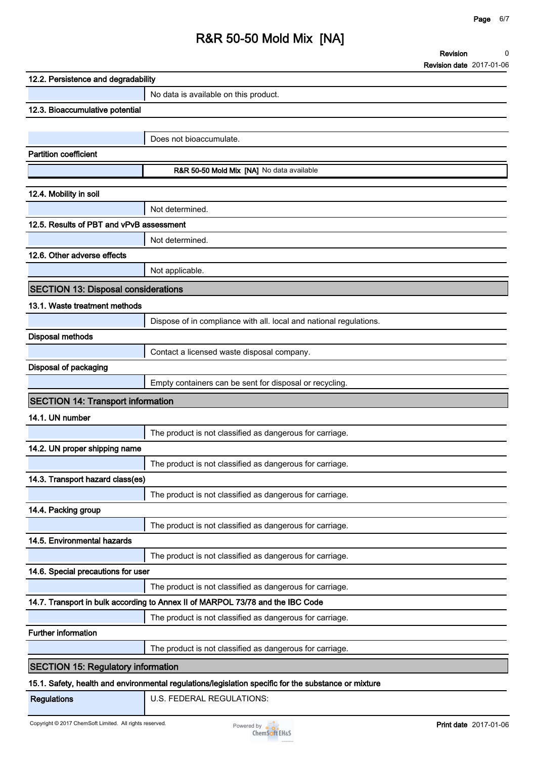### 12.2. Persistence and degradability

No data is available on this product.

### 12.3. Bioaccumulative potential

Does not bioaccumulate.

**Partition coefficient**

| | |
|---|---|
| | **R&R 50-50 Mold Mix [NA]** No data available |

### 12.4. Mobility in soil

Not determined.

### 12.5. Results of PBT and vPvB assessment

Not determined.

### 12.6. Other adverse effects

Not applicable.

## SECTION 13: Disposal considerations

### 13.1. Waste treatment methods

Dispose of in compliance with all. local and national regulations.

**Disposal methods**

Contact a licensed waste disposal company.

**Disposal of packaging**

Empty containers can be sent for disposal or recycling.

## SECTION 14: Transport information

### 14.1. UN number

The product is not classified as dangerous for carriage.

### 14.2. UN proper shipping name

The product is not classified as dangerous for carriage.

### 14.3. Transport hazard class(es)

The product is not classified as dangerous for carriage.

### 14.4. Packing group

The product is not classified as dangerous for carriage.

### 14.5. Environmental hazards

The product is not classified as dangerous for carriage.

### 14.6. Special precautions for user

The product is not classified as dangerous for carriage.

### 14.7. Transport in bulk according to Annex II of MARPOL 73/78 and the IBC Code

The product is not classified as dangerous for carriage.

**Further information**

The product is not classified as dangerous for carriage.

## SECTION 15: Regulatory information

### 15.1. Safety, health and environmental regulations/legislation specific for the substance or mixture

| | |
|---|---|
| **Regulations** | U.S. FEDERAL REGULATIONS: |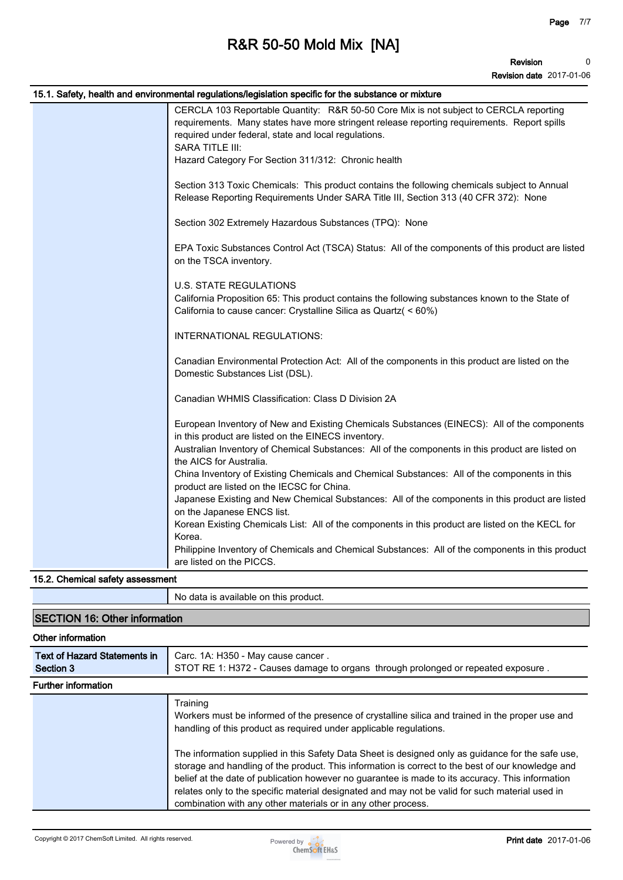### 15.1. Safety, health and environmental regulations/legislation specific for the substance or mixture

CERCLA 103 Reportable Quantity: R&R 50-50 Core Mix is not subject to CERCLA reporting requirements. Many states have more stringent release reporting requirements. Report spills required under federal, state and local regulations.
SARA TITLE III:
Hazard Category For Section 311/312: Chronic health

Section 313 Toxic Chemicals: This product contains the following chemicals subject to Annual Release Reporting Requirements Under SARA Title III, Section 313 (40 CFR 372): None

Section 302 Extremely Hazardous Substances (TPQ): None

EPA Toxic Substances Control Act (TSCA) Status: All of the components of this product are listed on the TSCA inventory.

U.S. STATE REGULATIONS
California Proposition 65: This product contains the following substances known to the State of California to cause cancer: Crystalline Silica as Quartz( < 60%)

INTERNATIONAL REGULATIONS:

Canadian Environmental Protection Act: All of the components in this product are listed on the Domestic Substances List (DSL).

Canadian WHMIS Classification: Class D Division 2A

European Inventory of New and Existing Chemicals Substances (EINECS): All of the components in this product are listed on the EINECS inventory.
Australian Inventory of Chemical Substances: All of the components in this product are listed on the AICS for Australia.
China Inventory of Existing Chemicals and Chemical Substances: All of the components in this product are listed on the IECSC for China.
Japanese Existing and New Chemical Substances: All of the components in this product are listed on the Japanese ENCS list.
Korean Existing Chemicals List: All of the components in this product are listed on the KECL for Korea.
Philippine Inventory of Chemicals and Chemical Substances: All of the components in this product are listed on the PICCS.

### 15.2. Chemical safety assessment

No data is available on this product.

## SECTION 16: Other information

### Other information

| | |
|---|---|
| **Text of Hazard Statements in Section 3** | Carc. 1A: H350 - May cause cancer .<br>STOT RE 1: H372 - Causes damage to organs through prolonged or repeated exposure . |

### Further information

Training
Workers must be informed of the presence of crystalline silica and trained in the proper use and handling of this product as required under applicable regulations.

The information supplied in this Safety Data Sheet is designed only as guidance for the safe use, storage and handling of the product. This information is correct to the best of our knowledge and belief at the date of publication however no guarantee is made to its accuracy. This information relates only to the specific material designated and may not be valid for such material used in combination with any other materials or in any other process.